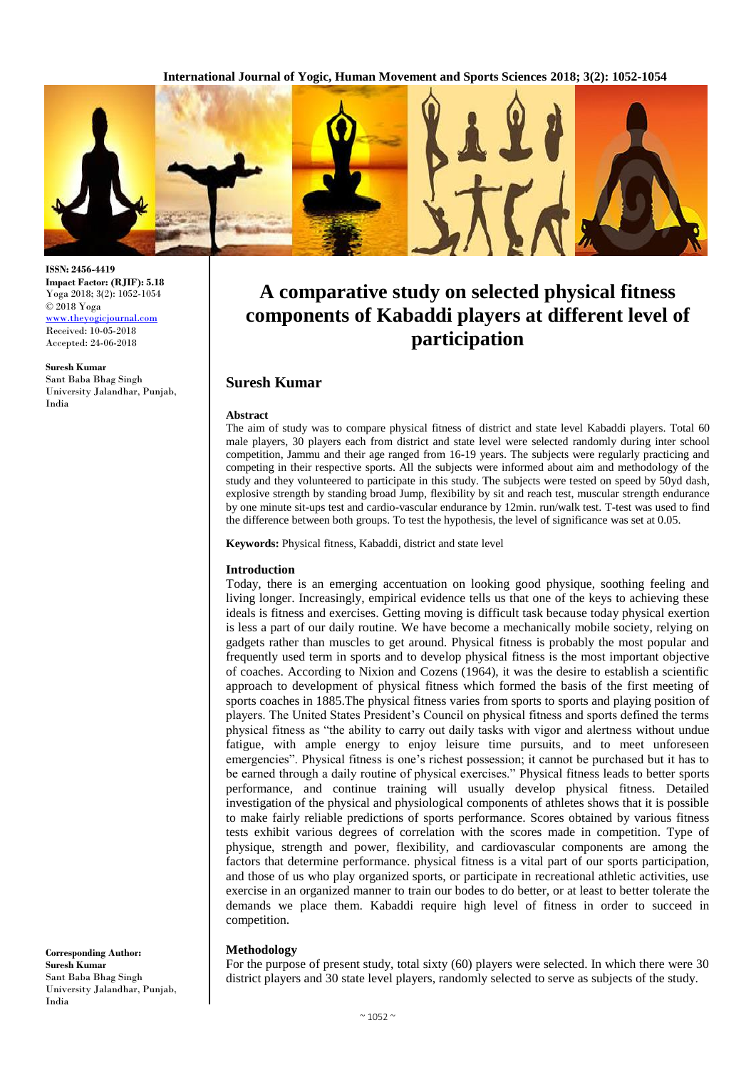ISSN: 2456-4419
**Impact Factor: (RJIF): 5.18**
Yoga 2018; 3(2): 1052-1054
© 2018 Yoga
www.theyogicjournal.com
Received: 10-05-2018
Accepted: 24-06-2018

**Suresh Kumar**
Sant Baba Bhag Singh University Jalandhar, Punjab, India

**Corresponding Author:**
**Suresh Kumar**
Sant Baba Bhag Singh University Jalandhar, Punjab, India

# A comparative study on selected physical fitness components of Kabaddi players at different level of participation

## Suresh Kumar

### Abstract

The aim of study was to compare physical fitness of district and state level Kabaddi players. Total 60 male players, 30 players each from district and state level were selected randomly during inter school competition, Jammu and their age ranged from 16-19 years. The subjects were regularly practicing and competing in their respective sports. All the subjects were informed about aim and methodology of the study and they volunteered to participate in this study. The subjects were tested on speed by 50yd dash, explosive strength by standing broad Jump, flexibility by sit and reach test, muscular strength endurance by one minute sit-ups test and cardio-vascular endurance by 12min. run/walk test. T-test was used to find the difference between both groups. To test the hypothesis, the level of significance was set at 0.05.

**Keywords:** Physical fitness, Kabaddi, district and state level

### Introduction

Today, there is an emerging accentuation on looking good physique, soothing feeling and living longer. Increasingly, empirical evidence tells us that one of the keys to achieving these ideals is fitness and exercises. Getting moving is difficult task because today physical exertion is less a part of our daily routine. We have become a mechanically mobile society, relying on gadgets rather than muscles to get around. Physical fitness is probably the most popular and frequently used term in sports and to develop physical fitness is the most important objective of coaches. According to Nixion and Cozens (1964), it was the desire to establish a scientific approach to development of physical fitness which formed the basis of the first meeting of sports coaches in 1885.The physical fitness varies from sports to sports and playing position of players. The United States President's Council on physical fitness and sports defined the terms physical fitness as "the ability to carry out daily tasks with vigor and alertness without undue fatigue, with ample energy to enjoy leisure time pursuits, and to meet unforeseen emergencies". Physical fitness is one's richest possession; it cannot be purchased but it has to be earned through a daily routine of physical exercises." Physical fitness leads to better sports performance, and continue training will usually develop physical fitness. Detailed investigation of the physical and physiological components of athletes shows that it is possible to make fairly reliable predictions of sports performance. Scores obtained by various fitness tests exhibit various degrees of correlation with the scores made in competition. Type of physique, strength and power, flexibility, and cardiovascular components are among the factors that determine performance. physical fitness is a vital part of our sports participation, and those of us who play organized sports, or participate in recreational athletic activities, use exercise in an organized manner to train our bodes to do better, or at least to better tolerate the demands we place them. Kabaddi require high level of fitness in order to succeed in competition.

### Methodology

For the purpose of present study, total sixty (60) players were selected. In which there were 30 district players and 30 state level players, randomly selected to serve as subjects of the study.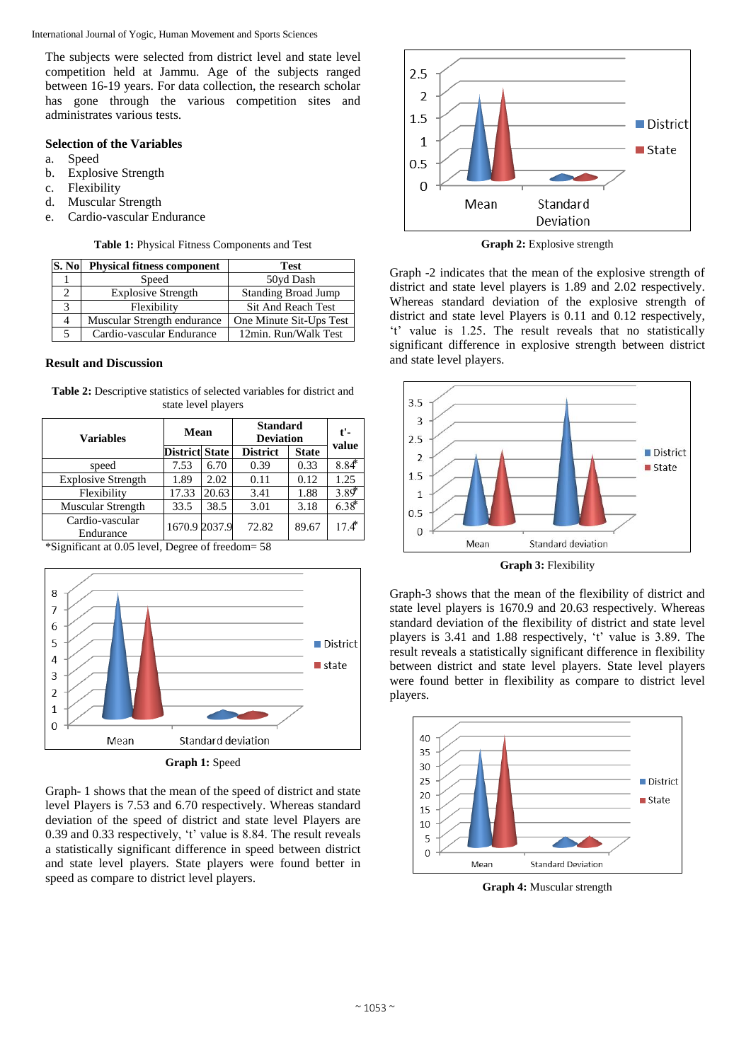The subjects were selected from district level and state level competition held at Jammu. Age of the subjects ranged between 16-19 years. For data collection, the research scholar has gone through the various competition sites and administrates various tests.

### Selection of the Variables

a. Speed
b. Explosive Strength
c. Flexibility
d. Muscular Strength
e. Cardio-vascular Endurance

**Table 1:** Physical Fitness Components and Test

| S. No | Physical fitness component | Test |
|---|---|---|
| 1 | Speed | 50yd Dash |
| 2 | Explosive Strength | Standing Broad Jump |
| 3 | Flexibility | Sit And Reach Test |
| 4 | Muscular Strength endurance | One Minute Sit-Ups Test |
| 5 | Cardio-vascular Endurance | 12min. Run/Walk Test |

### Result and Discussion

**Table 2:** Descriptive statistics of selected variables for district and state level players

| Variables | Mean | | Standard Deviation | | t'-value |
|---|---|---|---|---|---|
| | District | State | District | State | |
| speed | 7.53 | 6.70 | 0.39 | 0.33 | 8.84* |
| Explosive Strength | 1.89 | 2.02 | 0.11 | 0.12 | 1.25 |
| Flexibility | 17.33 | 20.63 | 3.41 | 1.88 | 3.89* |
| Muscular Strength | 33.5 | 38.5 | 3.01 | 3.18 | 6.38* |
| Cardio-vascular Endurance | 1670.9 | 2037.9 | 72.82 | 89.67 | 17.4* |

*Significant at 0.05 level, Degree of freedom= 58

**Graph 1:** Speed

Graph- 1 shows that the mean of the speed of district and state level Players is 7.53 and 6.70 respectively. Whereas standard deviation of the speed of district and state level Players are 0.39 and 0.33 respectively, 't' value is 8.84. The result reveals a statistically significant difference in speed between district and state level players. State players were found better in speed as compare to district level players.

**Graph 2:** Explosive strength

Graph -2 indicates that the mean of the explosive strength of district and state level players is 1.89 and 2.02 respectively. Whereas standard deviation of the explosive strength of district and state level Players is 0.11 and 0.12 respectively, 't' value is 1.25. The result reveals that no statistically significant difference in explosive strength between district and state level players.

**Graph 3:** Flexibility

Graph-3 shows that the mean of the flexibility of district and state level players is 1670.9 and 20.63 respectively. Whereas standard deviation of the flexibility of district and state level players is 3.41 and 1.88 respectively, 't' value is 3.89. The result reveals a statistically significant difference in flexibility between district and state level players. State level players were found better in flexibility as compare to district level players.

**Graph 4:** Muscular strength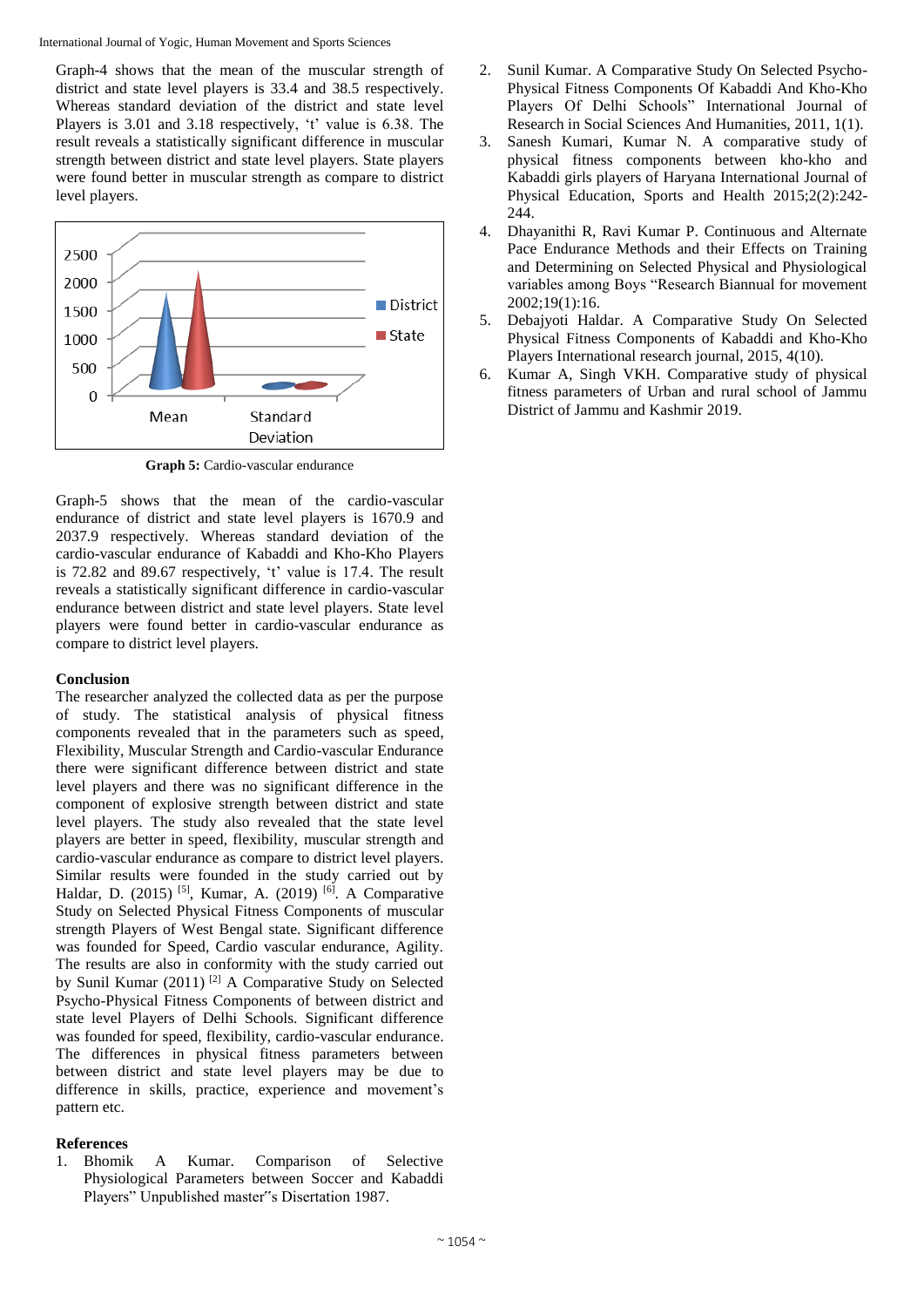Graph-4 shows that the mean of the muscular strength of district and state level players is 33.4 and 38.5 respectively. Whereas standard deviation of the district and state level Players is 3.01 and 3.18 respectively, 't' value is 6.38. The result reveals a statistically significant difference in muscular strength between district and state level players. State players were found better in muscular strength as compare to district level players.

2500
2000
1500
1000
500
0
Mean
Standard Deviation
District
State

**Graph 5:** Cardio-vascular endurance

Graph-5 shows that the mean of the cardio-vascular endurance of district and state level players is 1670.9 and 2037.9 respectively. Whereas standard deviation of the cardio-vascular endurance of Kabaddi and Kho-Kho Players is 72.82 and 89.67 respectively, 't' value is 17.4. The result reveals a statistically significant difference in cardio-vascular endurance between district and state level players. State level players were found better in cardio-vascular endurance as compare to district level players.

## Conclusion

The researcher analyzed the collected data as per the purpose of study. The statistical analysis of physical fitness components revealed that in the parameters such as speed, Flexibility, Muscular Strength and Cardio-vascular Endurance there were significant difference between district and state level players and there was no significant difference in the component of explosive strength between district and state level players. The study also revealed that the state level players are better in speed, flexibility, muscular strength and cardio-vascular endurance as compare to district level players. Similar results were founded in the study carried out by Haldar, D. (2015) [5], Kumar, A. (2019) [6]. A Comparative Study on Selected Physical Fitness Components of muscular strength Players of West Bengal state. Significant difference was founded for Speed, Cardio vascular endurance, Agility. The results are also in conformity with the study carried out by Sunil Kumar (2011) [2] A Comparative Study on Selected Psycho-Physical Fitness Components of between district and state level Players of Delhi Schools. Significant difference was founded for speed, flexibility, cardio-vascular endurance. The differences in physical fitness parameters between between district and state level players may be due to difference in skills, practice, experience and movement's pattern etc.

## References

1. Bhomik A Kumar. Comparison of Selective Physiological Parameters between Soccer and Kabaddi Players" Unpublished master"s Disertation 1987.
2. Sunil Kumar. A Comparative Study On Selected Psycho-Physical Fitness Components Of Kabaddi And Kho-Kho Players Of Delhi Schools" International Journal of Research in Social Sciences And Humanities, 2011, 1(1).
3. Sanesh Kumari, Kumar N. A comparative study of physical fitness components between kho-kho and Kabaddi girls players of Haryana International Journal of Physical Education, Sports and Health 2015;2(2):242-244.
4. Dhayanithi R, Ravi Kumar P. Continuous and Alternate Pace Endurance Methods and their Effects on Training and Determining on Selected Physical and Physiological variables among Boys "Research Biannual for movement 2002;19(1):16.
5. Debajyoti Haldar. A Comparative Study On Selected Physical Fitness Components of Kabaddi and Kho-Kho Players International research journal, 2015, 4(10).
6. Kumar A, Singh VKH. Comparative study of physical fitness parameters of Urban and rural school of Jammu District of Jammu and Kashmir 2019.